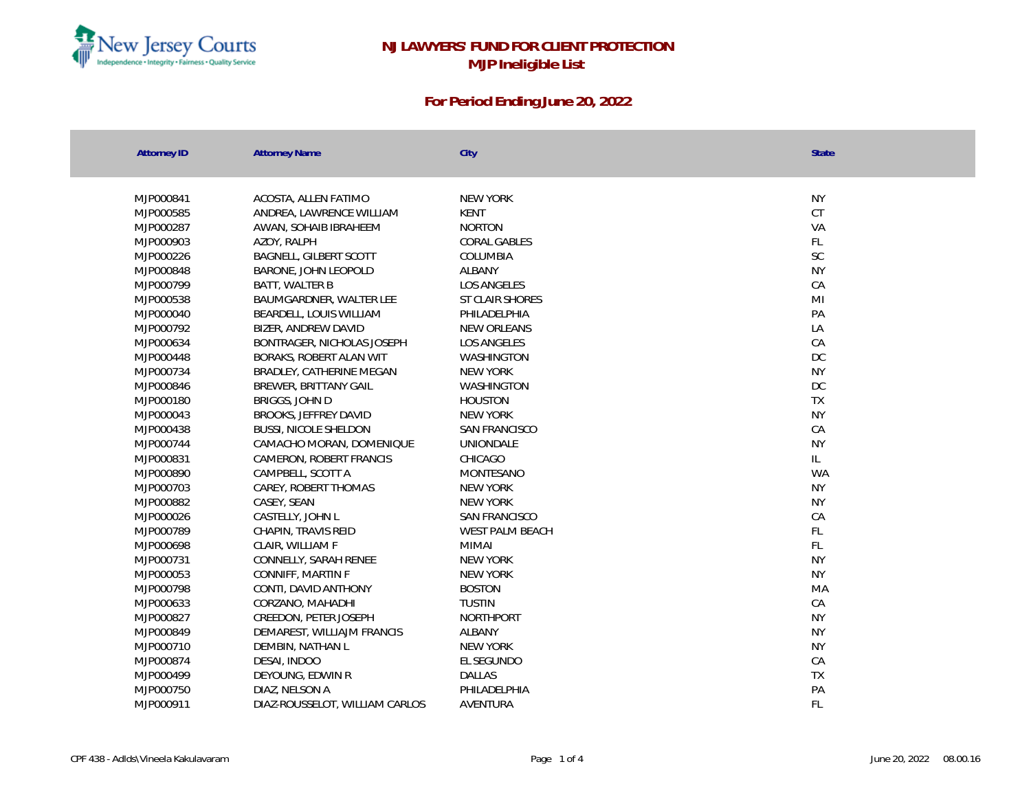# NJ LAWYERS' FUND FOR CLIENT PROTECTION

## MJP Ineligible List

### For Period Ending June 20, 2022

| Attorney ID | Attorney Name | City | State |
|---|---|---|---|
| MJP000841 | ACOSTA, ALLEN FATIMO | NEW YORK | NY |
| MJP000585 | ANDREA, LAWRENCE WILLIAM | KENT | CT |
| MJP000287 | AWAN, SOHAIB IBRAHEEM | NORTON | VA |
| MJP000903 | AZOY, RALPH | CORAL GABLES | FL |
| MJP000226 | BAGNELL, GILBERT SCOTT | COLUMBIA | SC |
| MJP000848 | BARONE, JOHN LEOPOLD | ALBANY | NY |
| MJP000799 | BATT, WALTER B | LOS ANGELES | CA |
| MJP000538 | BAUMGARDNER, WALTER LEE | ST CLAIR SHORES | MI |
| MJP000040 | BEARDELL, LOUIS WILLIAM | PHILADELPHIA | PA |
| MJP000792 | BIZER, ANDREW DAVID | NEW ORLEANS | LA |
| MJP000634 | BONTRAGER, NICHOLAS JOSEPH | LOS ANGELES | CA |
| MJP000448 | BORAKS, ROBERT ALAN WIT | WASHINGTON | DC |
| MJP000734 | BRADLEY, CATHERINE MEGAN | NEW YORK | NY |
| MJP000846 | BREWER, BRITTANY GAIL | WASHINGTON | DC |
| MJP000180 | BRIGGS, JOHN D | HOUSTON | TX |
| MJP000043 | BROOKS, JEFFREY DAVID | NEW YORK | NY |
| MJP000438 | BUSSI, NICOLE SHELDON | SAN FRANCISCO | CA |
| MJP000744 | CAMACHO MORAN, DOMENIQUE | UNIONDALE | NY |
| MJP000831 | CAMERON, ROBERT FRANCIS | CHICAGO | IL |
| MJP000890 | CAMPBELL, SCOTT A | MONTESANO | WA |
| MJP000703 | CAREY, ROBERT THOMAS | NEW YORK | NY |
| MJP000882 | CASEY, SEAN | NEW YORK | NY |
| MJP000026 | CASTELLY, JOHN L | SAN FRANCISCO | CA |
| MJP000789 | CHAPIN, TRAVIS REID | WEST PALM BEACH | FL |
| MJP000698 | CLAIR, WILLIAM F | MIMAI | FL |
| MJP000731 | CONNELLY, SARAH RENEE | NEW YORK | NY |
| MJP000053 | CONNIFF, MARTIN F | NEW YORK | NY |
| MJP000798 | CONTI, DAVID ANTHONY | BOSTON | MA |
| MJP000633 | CORZANO, MAHADHI | TUSTIN | CA |
| MJP000827 | CREEDON, PETER JOSEPH | NORTHPORT | NY |
| MJP000849 | DEMAREST, WILLIAJM FRANCIS | ALBANY | NY |
| MJP000710 | DEMBIN, NATHAN L | NEW YORK | NY |
| MJP000874 | DESAI, INDOO | EL SEGUNDO | CA |
| MJP000499 | DEYOUNG, EDWIN R | DALLAS | TX |
| MJP000750 | DIAZ, NELSON A | PHILADELPHIA | PA |
| MJP000911 | DIAZ-ROUSSELOT, WILLIAM CARLOS | AVENTURA | FL |

CPF 438 - AdIds\Vineela Kakulavaram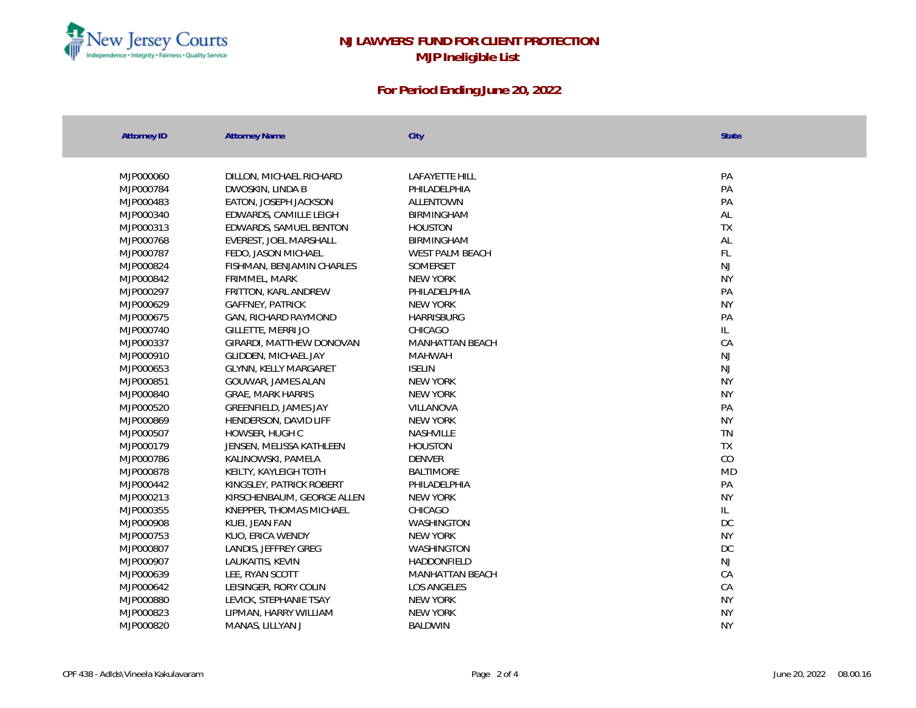# NJ LAWYERS' FUND FOR CLIENT PROTECTION

## MJP Ineligible List

### For Period Ending June 20, 2022

| Attorney ID | Attorney Name | City | State |
|---|---|---|---|
| MJP000060 | DILLON, MICHAEL RICHARD | LAFAYETTE HILL | PA |
| MJP000784 | DWOSKIN, LINDA B | PHILADELPHIA | PA |
| MJP000483 | EATON, JOSEPH JACKSON | ALLENTOWN | PA |
| MJP000340 | EDWARDS, CAMILLE LEIGH | BIRMINGHAM | AL |
| MJP000313 | EDWARDS, SAMUEL BENTON | HOUSTON | TX |
| MJP000768 | EVEREST, JOEL MARSHALL | BIRMINGHAM | AL |
| MJP000787 | FEDO, JASON MICHAEL | WEST PALM BEACH | FL |
| MJP000824 | FISHMAN, BENJAMIN CHARLES | SOMERSET | NJ |
| MJP000842 | FRIMMEL, MARK | NEW YORK | NY |
| MJP000297 | FRITTON, KARL ANDREW | PHILADELPHIA | PA |
| MJP000629 | GAFFNEY, PATRICK | NEW YORK | NY |
| MJP000675 | GAN, RICHARD RAYMOND | HARRISBURG | PA |
| MJP000740 | GILLETTE, MERRI JO | CHICAGO | IL |
| MJP000337 | GIRARDI, MATTHEW DONOVAN | MANHATTAN BEACH | CA |
| MJP000910 | GLIDDEN, MICHAEL JAY | MAHWAH | NJ |
| MJP000653 | GLYNN, KELLY MARGARET | ISELIN | NJ |
| MJP000851 | GOUWAR, JAMES ALAN | NEW YORK | NY |
| MJP000840 | GRAE, MARK HARRIS | NEW YORK | NY |
| MJP000520 | GREENFIELD, JAMES JAY | VILLANOVA | PA |
| MJP000869 | HENDERSON, DAVID LIFF | NEW YORK | NY |
| MJP000507 | HOWSER, HUGH C | NASHVILLE | TN |
| MJP000179 | JENSEN, MELISSA KATHLEEN | HOUSTON | TX |
| MJP000786 | KALINOWSKI, PAMELA | DENVER | CO |
| MJP000878 | KEILTY, KAYLEIGH TOTH | BALTIMORE | MD |
| MJP000442 | KINGSLEY, PATRICK ROBERT | PHILADELPHIA | PA |
| MJP000213 | KIRSCHENBAUM, GEORGE ALLEN | NEW YORK | NY |
| MJP000355 | KNEPPER, THOMAS MICHAEL | CHICAGO | IL |
| MJP000908 | KUEI, JEAN FAN | WASHINGTON | DC |
| MJP000753 | KUO, ERICA WENDY | NEW YORK | NY |
| MJP000807 | LANDIS, JEFFREY GREG | WASHINGTON | DC |
| MJP000907 | LAUKAITIS, KEVIN | HADDONFIELD | NJ |
| MJP000639 | LEE, RYAN SCOTT | MANHATTAN BEACH | CA |
| MJP000642 | LEISINGER, RORY COLIN | LOS ANGELES | CA |
| MJP000880 | LEVICK, STEPHANIE TSAY | NEW YORK | NY |
| MJP000823 | LIPMAN, HARRY WILLIAM | NEW YORK | NY |
| MJP000820 | MANAS, LILLYAN J | BALDWIN | NY |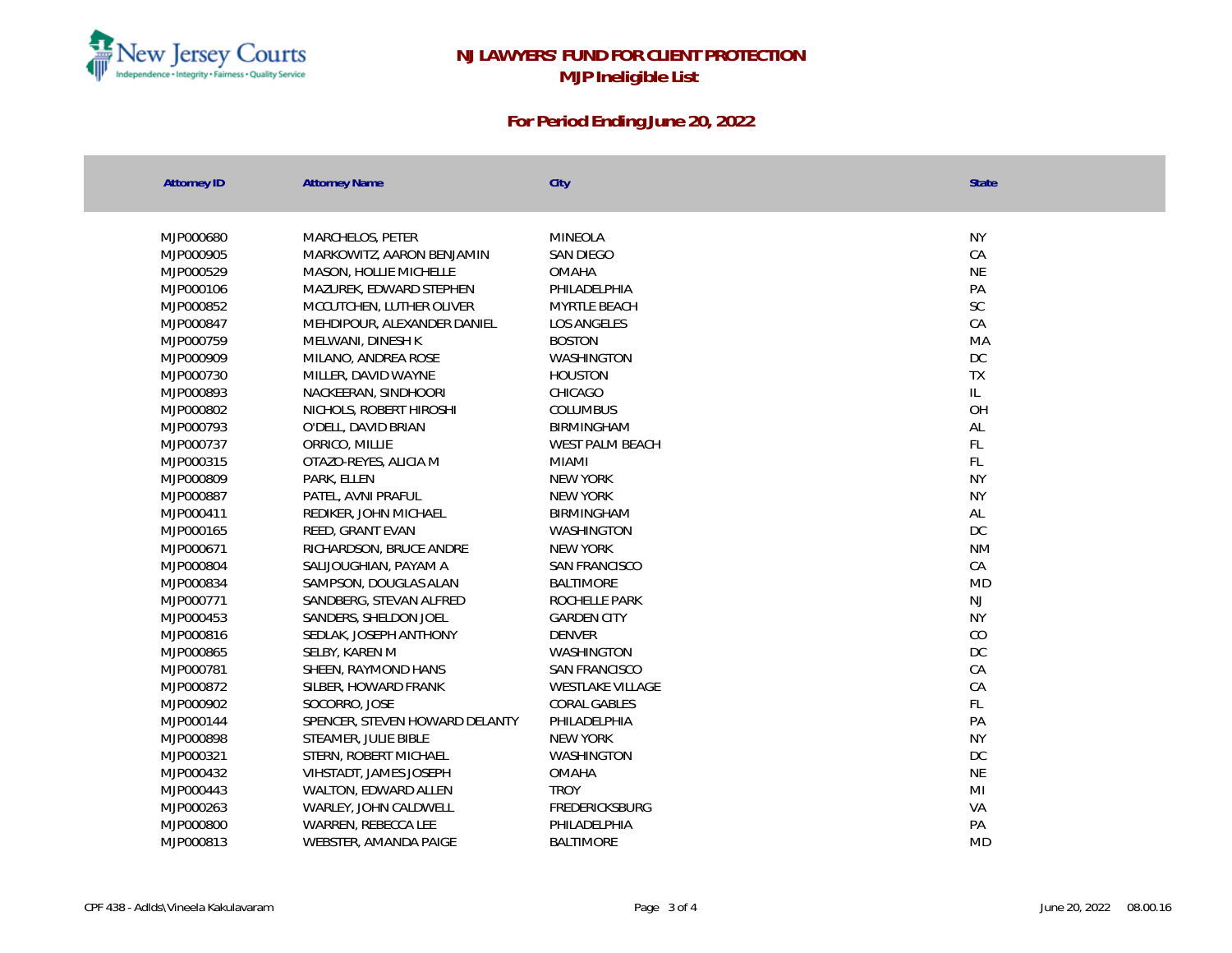# NJ LAWYERS' FUND FOR CLIENT PROTECTION

## MJP Ineligible List

### For Period Ending June 20, 2022

| Attorney ID | Attorney Name | City | State |
|---|---|---|---|
| MJP000680 | MARCHELOS, PETER | MINEOLA | NY |
| MJP000905 | MARKOWITZ, AARON BENJAMIN | SAN DIEGO | CA |
| MJP000529 | MASON, HOLLIE MICHELLE | OMAHA | NE |
| MJP000106 | MAZUREK, EDWARD STEPHEN | PHILADELPHIA | PA |
| MJP000852 | MCCUTCHEN, LUTHER OLIVER | MYRTLE BEACH | SC |
| MJP000847 | MEHDIPOUR, ALEXANDER DANIEL | LOS ANGELES | CA |
| MJP000759 | MELWANI, DINESH K | BOSTON | MA |
| MJP000909 | MILANO, ANDREA ROSE | WASHINGTON | DC |
| MJP000730 | MILLER, DAVID WAYNE | HOUSTON | TX |
| MJP000893 | NACKEERAN, SINDHOORI | CHICAGO | IL |
| MJP000802 | NICHOLS, ROBERT HIROSHI | COLUMBUS | OH |
| MJP000793 | O'DELL, DAVID BRIAN | BIRMINGHAM | AL |
| MJP000737 | ORRICO, MILLIE | WEST PALM BEACH | FL |
| MJP000315 | OTAZO-REYES, ALICIA M | MIAMI | FL |
| MJP000809 | PARK, ELLEN | NEW YORK | NY |
| MJP000887 | PATEL, AVNI PRAFUL | NEW YORK | NY |
| MJP000411 | REDIKER, JOHN MICHAEL | BIRMINGHAM | AL |
| MJP000165 | REED, GRANT EVAN | WASHINGTON | DC |
| MJP000671 | RICHARDSON, BRUCE ANDRE | NEW YORK | NM |
| MJP000804 | SALIJOUGHIAN, PAYAM A | SAN FRANCISCO | CA |
| MJP000834 | SAMPSON, DOUGLAS ALAN | BALTIMORE | MD |
| MJP000771 | SANDBERG, STEVAN ALFRED | ROCHELLE PARK | NJ |
| MJP000453 | SANDERS, SHELDON JOEL | GARDEN CITY | NY |
| MJP000816 | SEDLAK, JOSEPH ANTHONY | DENVER | CO |
| MJP000865 | SELBY, KAREN M | WASHINGTON | DC |
| MJP000781 | SHEEN, RAYMOND HANS | SAN FRANCISCO | CA |
| MJP000872 | SILBER, HOWARD FRANK | WESTLAKE VILLAGE | CA |
| MJP000902 | SOCORRO, JOSE | CORAL GABLES | FL |
| MJP000144 | SPENCER, STEVEN HOWARD DELANTY | PHILADELPHIA | PA |
| MJP000898 | STEAMER, JULIE BIBLE | NEW YORK | NY |
| MJP000321 | STERN, ROBERT MICHAEL | WASHINGTON | DC |
| MJP000432 | VIHSTADT, JAMES JOSEPH | OMAHA | NE |
| MJP000443 | WALTON, EDWARD ALLEN | TROY | MI |
| MJP000263 | WARLEY, JOHN CALDWELL | FREDERICKSBURG | VA |
| MJP000800 | WARREN, REBECCA LEE | PHILADELPHIA | PA |
| MJP000813 | WEBSTER, AMANDA PAIGE | BALTIMORE | MD |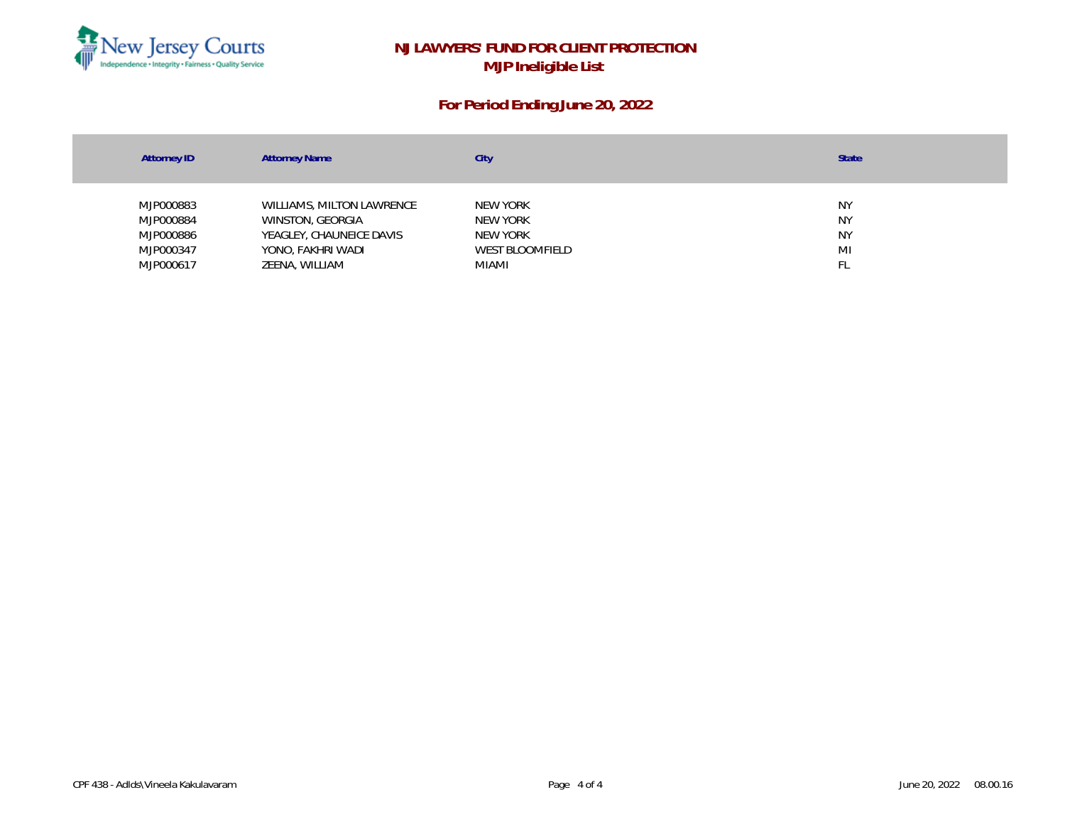# NJ LAWYERS' FUND FOR CLIENT PROTECTION

## MJP Ineligible List

### For Period Ending June 20, 2022

| Attorney ID | Attorney Name | City | State |
|---|---|---|---|
| MJP000883 | WILLIAMS, MILTON LAWRENCE | NEW YORK | NY |
| MJP000884 | WINSTON, GEORGIA | NEW YORK | NY |
| MJP000886 | YEAGLEY, CHAUNEICE DAVIS | NEW YORK | NY |
| MJP000347 | YONO, FAKHRI WADI | WEST BLOOMFIELD | MI |
| MJP000617 | ZEENA, WILLIAM | MIAMI | FL |